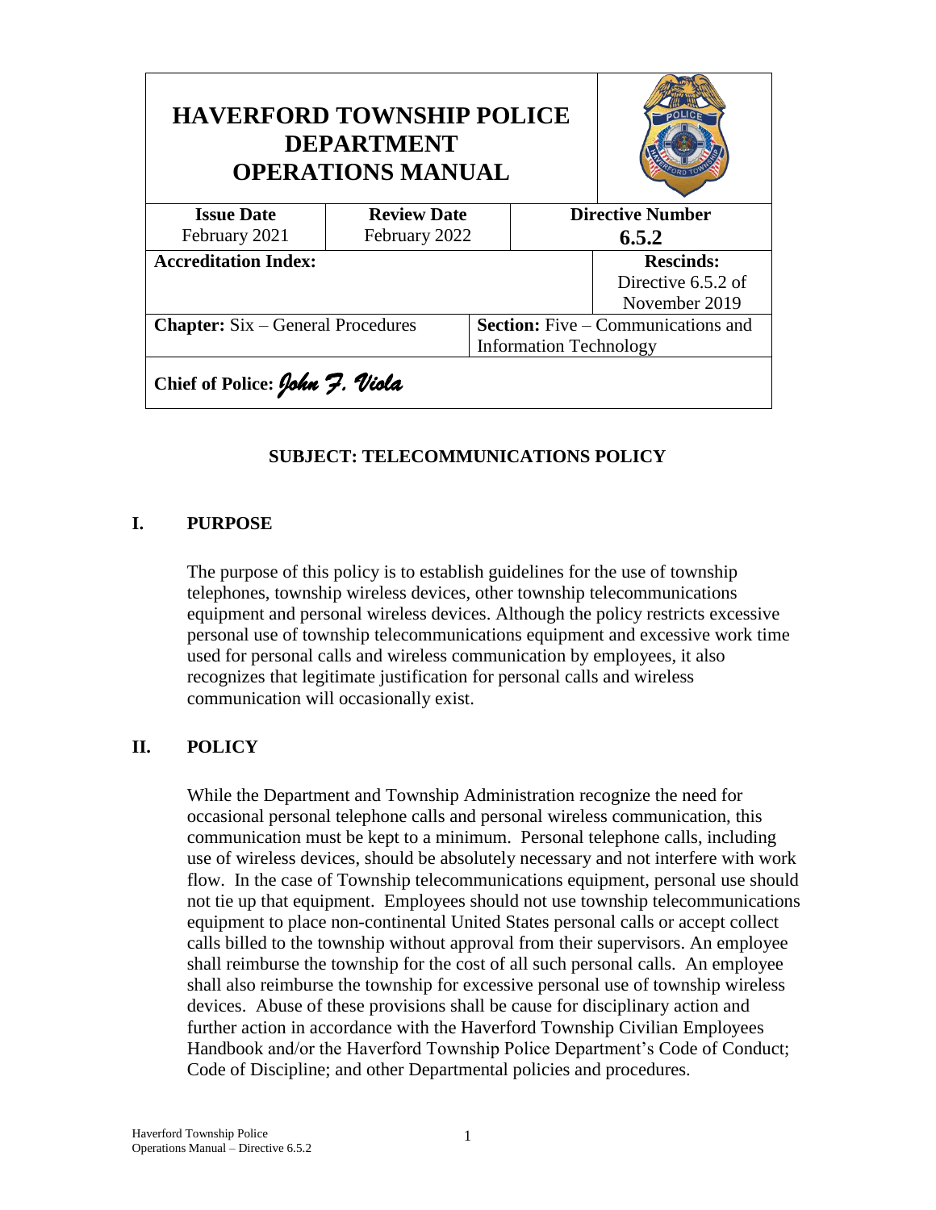| HAVERFORD TOWNSHIP POLICE DEPARTMENT OPERATIONS MANUAL | | | |
|---|---|---|---|
| **Issue Date** February 2021 | **Review Date** February 2022 | **Directive Number** **6.5.2** | |
| **Accreditation Index:** | | | **Rescinds:** Directive 6.5.2 of November 2019 |
| **Chapter:** Six – General Procedures | | **Section:** Five – Communications and Information Technology | |
| **Chief of Police:** *John F. Viola* | | | |

**SUBJECT: TELECOMMUNICATIONS POLICY**

## I. PURPOSE

The purpose of this policy is to establish guidelines for the use of township telephones, township wireless devices, other township telecommunications equipment and personal wireless devices. Although the policy restricts excessive personal use of township telecommunications equipment and excessive work time used for personal calls and wireless communication by employees, it also recognizes that legitimate justification for personal calls and wireless communication will occasionally exist.

## II. POLICY

While the Department and Township Administration recognize the need for occasional personal telephone calls and personal wireless communication, this communication must be kept to a minimum. Personal telephone calls, including use of wireless devices, should be absolutely necessary and not interfere with work flow. In the case of Township telecommunications equipment, personal use should not tie up that equipment. Employees should not use township telecommunications equipment to place non-continental United States personal calls or accept collect calls billed to the township without approval from their supervisors. An employee shall reimburse the township for the cost of all such personal calls. An employee shall also reimburse the township for excessive personal use of township wireless devices. Abuse of these provisions shall be cause for disciplinary action and further action in accordance with the Haverford Township Civilian Employees Handbook and/or the Haverford Township Police Department's Code of Conduct; Code of Discipline; and other Departmental policies and procedures.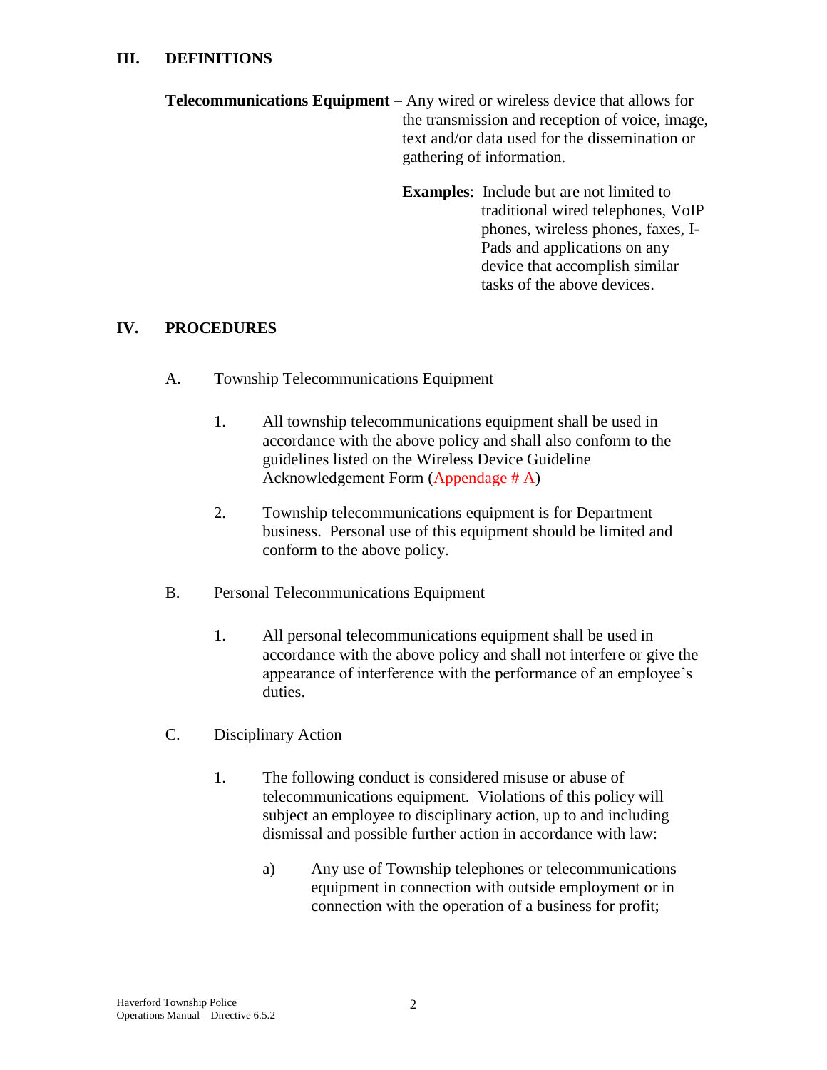## III. DEFINITIONS

**Telecommunications Equipment** – Any wired or wireless device that allows for the transmission and reception of voice, image, text and/or data used for the dissemination or gathering of information.

**Examples**: Include but are not limited to traditional wired telephones, VoIP phones, wireless phones, faxes, I-Pads and applications on any device that accomplish similar tasks of the above devices.

## IV. PROCEDURES

A. Township Telecommunications Equipment

1. All township telecommunications equipment shall be used in accordance with the above policy and shall also conform to the guidelines listed on the Wireless Device Guideline Acknowledgement Form (Appendage # A)

2. Township telecommunications equipment is for Department business. Personal use of this equipment should be limited and conform to the above policy.

B. Personal Telecommunications Equipment

1. All personal telecommunications equipment shall be used in accordance with the above policy and shall not interfere or give the appearance of interference with the performance of an employee's duties.

C. Disciplinary Action

1. The following conduct is considered misuse or abuse of telecommunications equipment. Violations of this policy will subject an employee to disciplinary action, up to and including dismissal and possible further action in accordance with law:

   a) Any use of Township telephones or telecommunications equipment in connection with outside employment or in connection with the operation of a business for profit;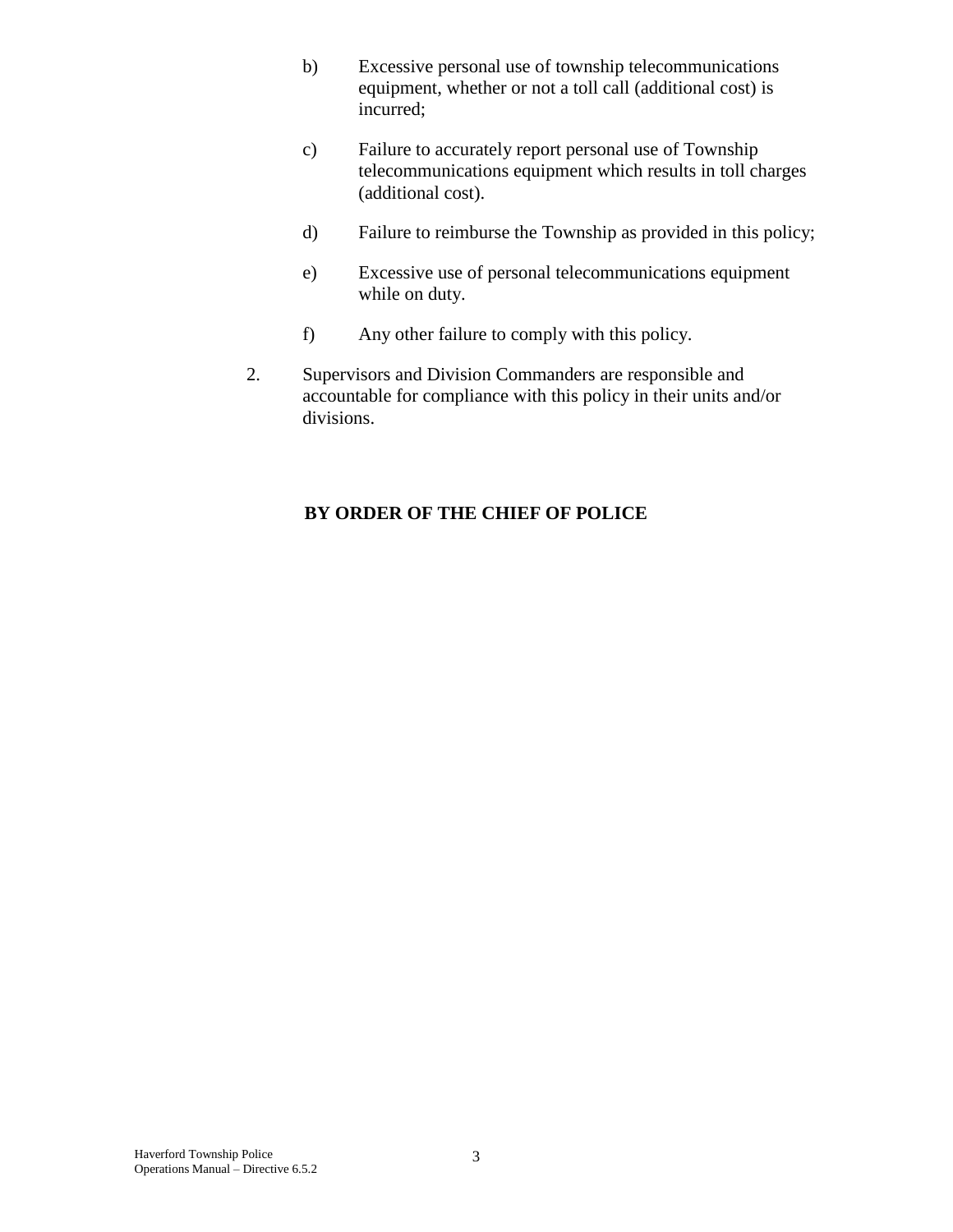b) Excessive personal use of township telecommunications equipment, whether or not a toll call (additional cost) is incurred;

c) Failure to accurately report personal use of Township telecommunications equipment which results in toll charges (additional cost).

d) Failure to reimburse the Township as provided in this policy;

e) Excessive use of personal telecommunications equipment while on duty.

f) Any other failure to comply with this policy.

2. Supervisors and Division Commanders are responsible and accountable for compliance with this policy in their units and/or divisions.

**BY ORDER OF THE CHIEF OF POLICE**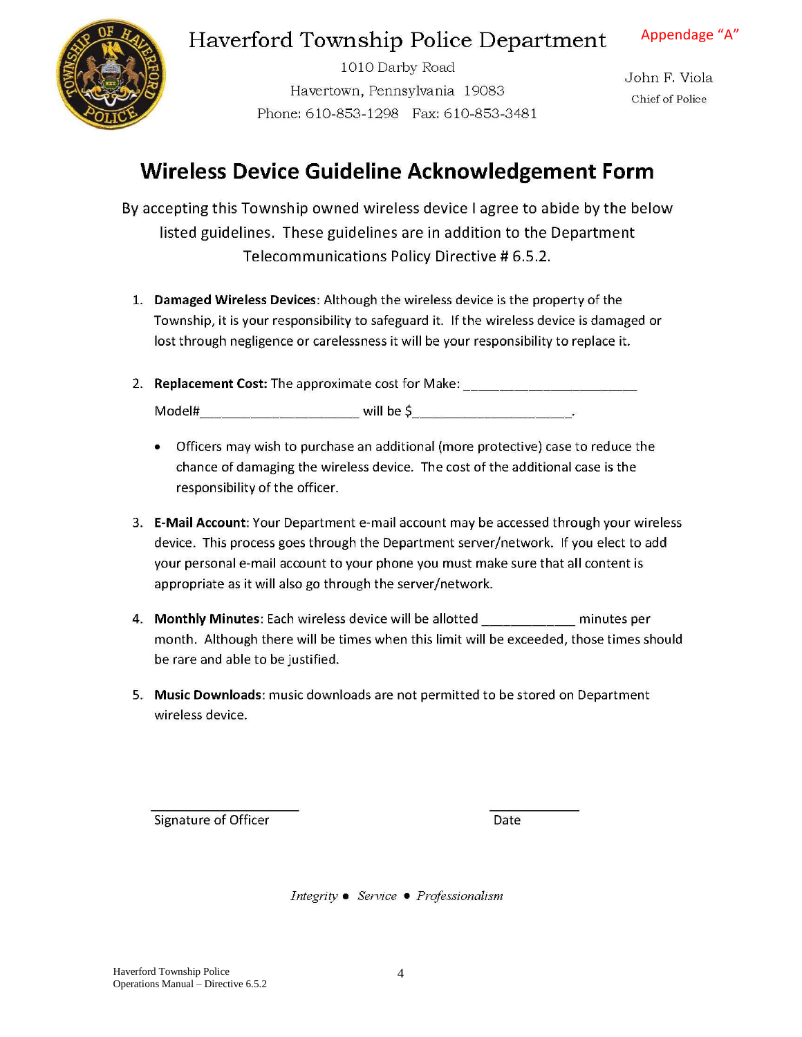Appendage "A"

# Haverford Township Police Department

1010 Darby Road
Havertown, Pennsylvania 19083
Phone: 610-853-1298 Fax: 610-853-3481

John F. Viola
Chief of Police

## Wireless Device Guideline Acknowledgement Form

By accepting this Township owned wireless device I agree to abide by the below listed guidelines. These guidelines are in addition to the Department Telecommunications Policy Directive # 6.5.2.

1. **Damaged Wireless Devices**: Although the wireless device is the property of the Township, it is your responsibility to safeguard it. If the wireless device is damaged or lost through negligence or carelessness it will be your responsibility to replace it.

2. **Replacement Cost:** The approximate cost for Make: ________________________

   Model#______________________ will be $______________________.

   - Officers may wish to purchase an additional (more protective) case to reduce the chance of damaging the wireless device. The cost of the additional case is the responsibility of the officer.

3. **E-Mail Account**: Your Department e-mail account may be accessed through your wireless device. This process goes through the Department server/network. If you elect to add your personal e-mail account to your phone you must make sure that all content is appropriate as it will also go through the server/network.

4. **Monthly Minutes**: Each wireless device will be allotted _____________ minutes per month. Although there will be times when this limit will be exceeded, those times should be rare and able to be justified.

5. **Music Downloads**: music downloads are not permitted to be stored on Department wireless device.

______________________ &nbsp;&nbsp;&nbsp;&nbsp;&nbsp;&nbsp;&nbsp;&nbsp;&nbsp;&nbsp;&nbsp;&nbsp; _____________
Signature of Officer &nbsp;&nbsp;&nbsp;&nbsp;&nbsp;&nbsp;&nbsp;&nbsp;&nbsp;&nbsp;&nbsp;&nbsp;&nbsp;&nbsp;&nbsp;&nbsp;&nbsp;&nbsp;&nbsp;&nbsp;&nbsp;&nbsp;&nbsp;&nbsp; Date

*Integrity • Service • Professionalism*

Haverford Township Police
Operations Manual – Directive 6.5.2